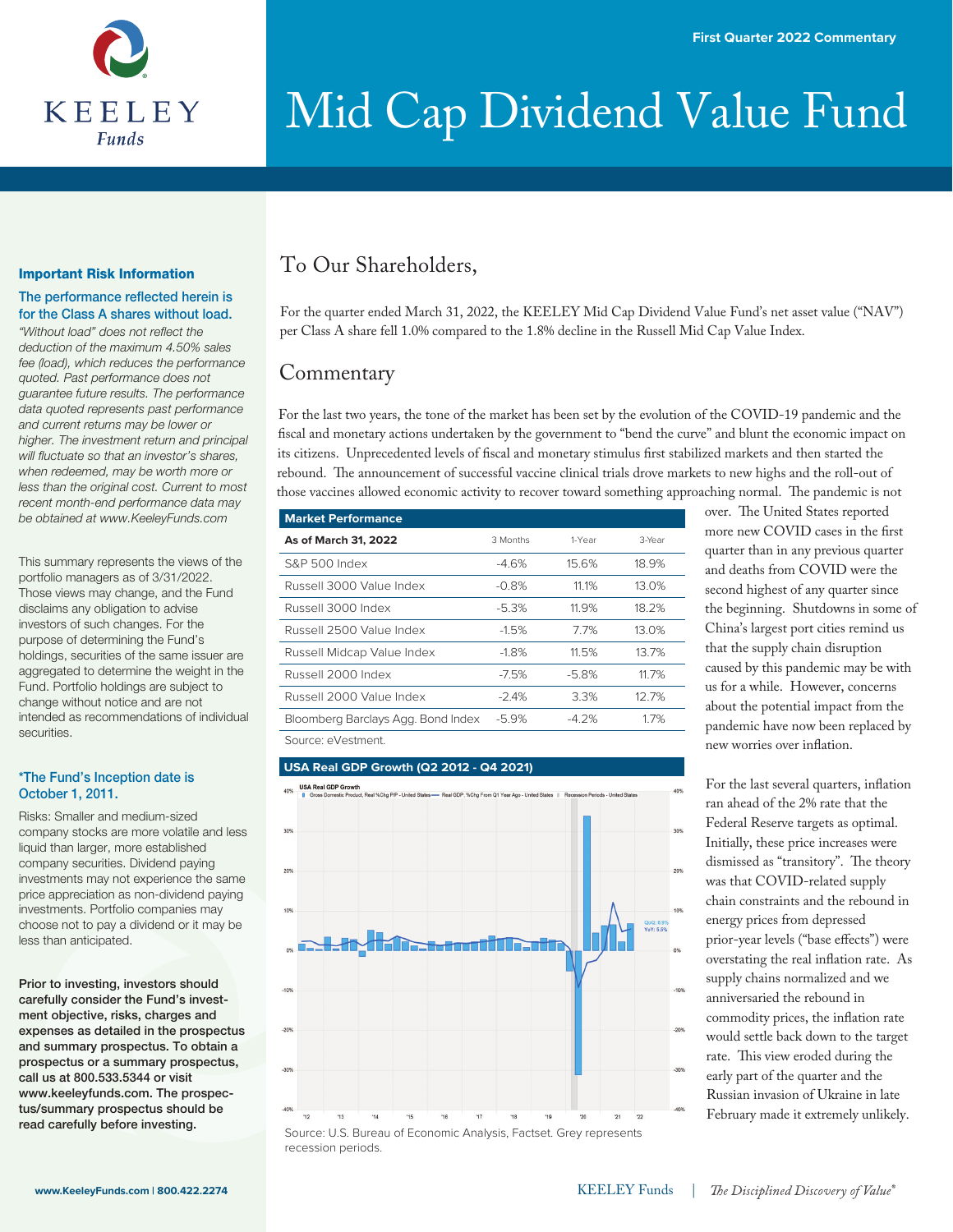First Quarter 2022 Commentary

# Mid Cap Dividend Value Fund

## To Our Shareholders,

For the quarter ended March 31, 2022, the KEELEY Mid Cap Dividend Value Fund's net asset value ("NAV") per Class A share fell 1.0% compared to the 1.8% decline in the Russell Mid Cap Value Index.

## Commentary

For the last two years, the tone of the market has been set by the evolution of the COVID-19 pandemic and the fiscal and monetary actions undertaken by the government to "bend the curve" and blunt the economic impact on its citizens. Unprecedented levels of fiscal and monetary stimulus first stabilized markets and then started the rebound. The announcement of successful vaccine clinical trials drove markets to new highs and the roll-out of those vaccines allowed economic activity to recover toward something approaching normal. The pandemic is not over. The United States reported more new COVID cases in the first quarter than in any previous quarter and deaths from COVID were the second highest of any quarter since the beginning. Shutdowns in some of China's largest port cities remind us that the supply chain disruption caused by this pandemic may be with us for a while. However, concerns about the potential impact from the pandemic have now been replaced by new worries over inflation.

**Market Performance**

| As of March 31, 2022 | 3 Months | 1-Year | 3-Year |
|---|---|---|---|
| S&P 500 Index | -4.6% | 15.6% | 18.9% |
| Russell 3000 Value Index | -0.8% | 11.1% | 13.0% |
| Russell 3000 Index | -5.3% | 11.9% | 18.2% |
| Russell 2500 Value Index | -1.5% | 7.7% | 13.0% |
| Russell Midcap Value Index | -1.8% | 11.5% | 13.7% |
| Russell 2000 Index | -7.5% | -5.8% | 11.7% |
| Russell 2000 Value Index | -2.4% | 3.3% | 12.7% |
| Bloomberg Barclays Agg. Bond Index | -5.9% | -4.2% | 1.7% |

Source: eVestment.

**USA Real GDP Growth (Q2 2012 - Q4 2021)**

Source: U.S. Bureau of Economic Analysis, Factset. Grey represents recession periods.

For the last several quarters, inflation ran ahead of the 2% rate that the Federal Reserve targets as optimal. Initially, these price increases were dismissed as "transitory". The theory was that COVID-related supply chain constraints and the rebound in energy prices from depressed prior-year levels ("base effects") were overstating the real inflation rate. As supply chains normalized and we anniversaried the rebound in commodity prices, the inflation rate would settle back down to the target rate. This view eroded during the early part of the quarter and the Russian invasion of Ukraine in late February made it extremely unlikely.

---

**Important Risk Information**

**The performance reflected herein is for the Class A shares without load.** *"Without load" does not reflect the deduction of the maximum 4.50% sales fee (load), which reduces the performance quoted. Past performance does not guarantee future results. The performance data quoted represents past performance and current returns may be lower or higher. The investment return and principal will fluctuate so that an investor's shares, when redeemed, may be worth more or less than the original cost. Current to most recent month-end performance data may be obtained at www.KeeleyFunds.com*

This summary represents the views of the portfolio managers as of 3/31/2022. Those views may change, and the Fund disclaims any obligation to advise investors of such changes. For the purpose of determining the Fund's holdings, securities of the same issuer are aggregated to determine the weight in the Fund. Portfolio holdings are subject to change without notice and are not intended as recommendations of individual securities.

**\*The Fund's Inception date is October 1, 2011.**

Risks: Smaller and medium-sized company stocks are more volatile and less liquid than larger, more established company securities. Dividend paying investments may not experience the same price appreciation as non-dividend paying investments. Portfolio companies may choose not to pay a dividend or it may be less than anticipated.

**Prior to investing, investors should carefully consider the Fund's investment objective, risks, charges and expenses as detailed in the prospectus and summary prospectus. To obtain a prospectus or a summary prospectus, call us at 800.533.5344 or visit www.keeleyfunds.com. The prospectus/summary prospectus should be read carefully before investing.**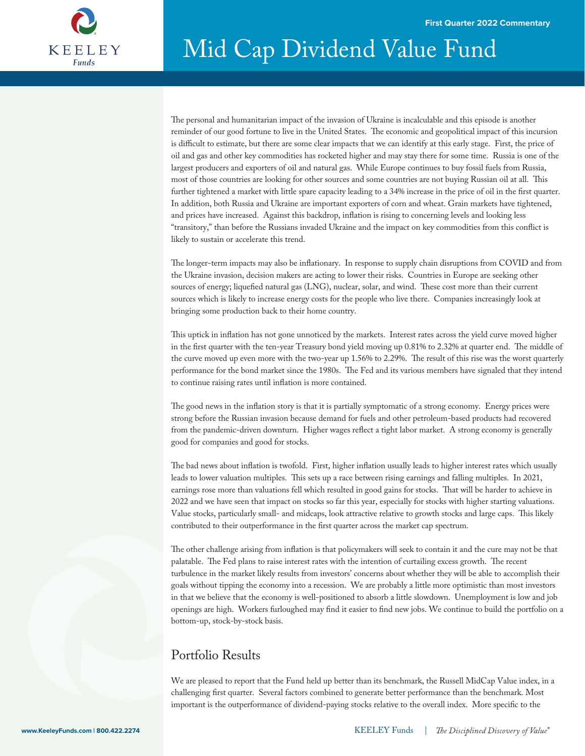# Mid Cap Dividend Value Fund

First Quarter 2022 Commentary

The personal and humanitarian impact of the invasion of Ukraine is incalculable and this episode is another reminder of our good fortune to live in the United States. The economic and geopolitical impact of this incursion is difficult to estimate, but there are some clear impacts that we can identify at this early stage. First, the price of oil and gas and other key commodities has rocketed higher and may stay there for some time. Russia is one of the largest producers and exporters of oil and natural gas. While Europe continues to buy fossil fuels from Russia, most of those countries are looking for other sources and some countries are not buying Russian oil at all. This further tightened a market with little spare capacity leading to a 34% increase in the price of oil in the first quarter. In addition, both Russia and Ukraine are important exporters of corn and wheat. Grain markets have tightened, and prices have increased. Against this backdrop, inflation is rising to concerning levels and looking less "transitory," than before the Russians invaded Ukraine and the impact on key commodities from this conflict is likely to sustain or accelerate this trend.

The longer-term impacts may also be inflationary. In response to supply chain disruptions from COVID and from the Ukraine invasion, decision makers are acting to lower their risks. Countries in Europe are seeking other sources of energy; liquefied natural gas (LNG), nuclear, solar, and wind. These cost more than their current sources which is likely to increase energy costs for the people who live there. Companies increasingly look at bringing some production back to their home country.

This uptick in inflation has not gone unnoticed by the markets. Interest rates across the yield curve moved higher in the first quarter with the ten-year Treasury bond yield moving up 0.81% to 2.32% at quarter end. The middle of the curve moved up even more with the two-year up 1.56% to 2.29%. The result of this rise was the worst quarterly performance for the bond market since the 1980s. The Fed and its various members have signaled that they intend to continue raising rates until inflation is more contained.

The good news in the inflation story is that it is partially symptomatic of a strong economy. Energy prices were strong before the Russian invasion because demand for fuels and other petroleum-based products had recovered from the pandemic-driven downturn. Higher wages reflect a tight labor market. A strong economy is generally good for companies and good for stocks.

The bad news about inflation is twofold. First, higher inflation usually leads to higher interest rates which usually leads to lower valuation multiples. This sets up a race between rising earnings and falling multiples. In 2021, earnings rose more than valuations fell which resulted in good gains for stocks. That will be harder to achieve in 2022 and we have seen that impact on stocks so far this year, especially for stocks with higher starting valuations. Value stocks, particularly small- and midcaps, look attractive relative to growth stocks and large caps. This likely contributed to their outperformance in the first quarter across the market cap spectrum.

The other challenge arising from inflation is that policymakers will seek to contain it and the cure may not be that palatable. The Fed plans to raise interest rates with the intention of curtailing excess growth. The recent turbulence in the market likely results from investors' concerns about whether they will be able to accomplish their goals without tipping the economy into a recession. We are probably a little more optimistic than most investors in that we believe that the economy is well-positioned to absorb a little slowdown. Unemployment is low and job openings are high. Workers furloughed may find it easier to find new jobs. We continue to build the portfolio on a bottom-up, stock-by-stock basis.

## Portfolio Results

We are pleased to report that the Fund held up better than its benchmark, the Russell MidCap Value index, in a challenging first quarter. Several factors combined to generate better performance than the benchmark. Most important is the outperformance of dividend-paying stocks relative to the overall index. More specific to the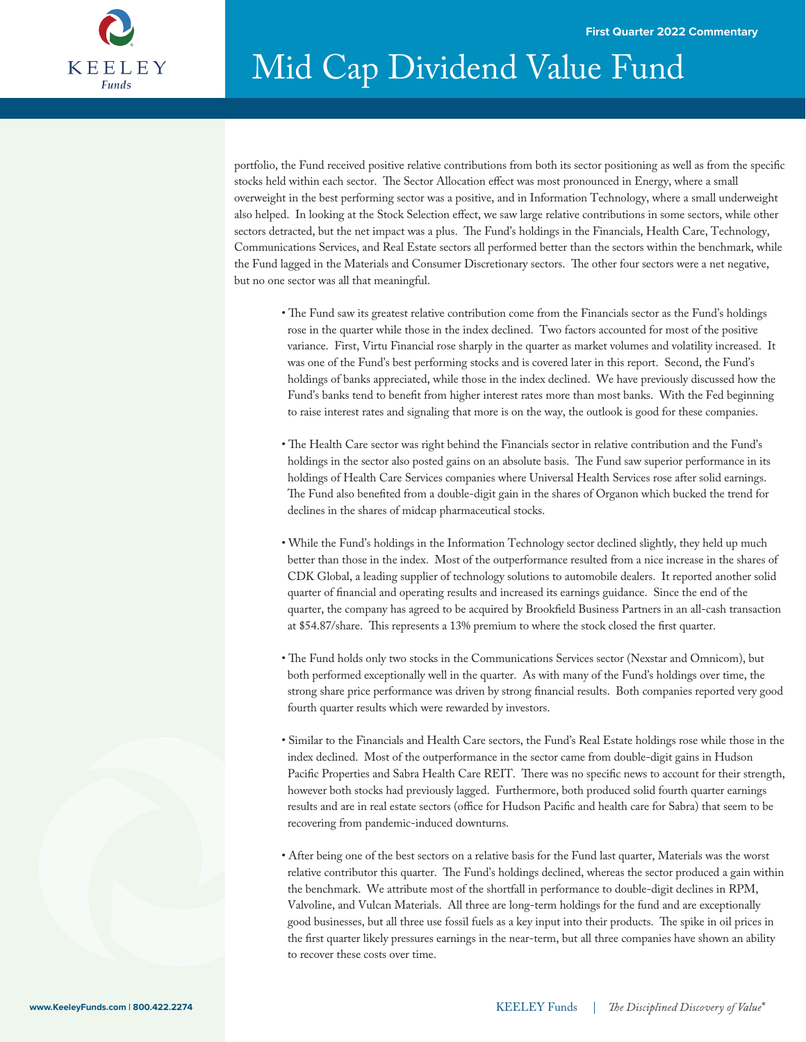portfolio, the Fund received positive relative contributions from both its sector positioning as well as from the specific stocks held within each sector. The Sector Allocation effect was most pronounced in Energy, where a small overweight in the best performing sector was a positive, and in Information Technology, where a small underweight also helped. In looking at the Stock Selection effect, we saw large relative contributions in some sectors, while other sectors detracted, but the net impact was a plus. The Fund's holdings in the Financials, Health Care, Technology, Communications Services, and Real Estate sectors all performed better than the sectors within the benchmark, while the Fund lagged in the Materials and Consumer Discretionary sectors. The other four sectors were a net negative, but no one sector was all that meaningful.

- The Fund saw its greatest relative contribution come from the Financials sector as the Fund's holdings rose in the quarter while those in the index declined. Two factors accounted for most of the positive variance. First, Virtu Financial rose sharply in the quarter as market volumes and volatility increased. It was one of the Fund's best performing stocks and is covered later in this report. Second, the Fund's holdings of banks appreciated, while those in the index declined. We have previously discussed how the Fund's banks tend to benefit from higher interest rates more than most banks. With the Fed beginning to raise interest rates and signaling that more is on the way, the outlook is good for these companies.

- The Health Care sector was right behind the Financials sector in relative contribution and the Fund's holdings in the sector also posted gains on an absolute basis. The Fund saw superior performance in its holdings of Health Care Services companies where Universal Health Services rose after solid earnings. The Fund also benefited from a double-digit gain in the shares of Organon which bucked the trend for declines in the shares of midcap pharmaceutical stocks.

- While the Fund's holdings in the Information Technology sector declined slightly, they held up much better than those in the index. Most of the outperformance resulted from a nice increase in the shares of CDK Global, a leading supplier of technology solutions to automobile dealers. It reported another solid quarter of financial and operating results and increased its earnings guidance. Since the end of the quarter, the company has agreed to be acquired by Brookfield Business Partners in an all-cash transaction at $54.87/share. This represents a 13% premium to where the stock closed the first quarter.

- The Fund holds only two stocks in the Communications Services sector (Nexstar and Omnicom), but both performed exceptionally well in the quarter. As with many of the Fund's holdings over time, the strong share price performance was driven by strong financial results. Both companies reported very good fourth quarter results which were rewarded by investors.

- Similar to the Financials and Health Care sectors, the Fund's Real Estate holdings rose while those in the index declined. Most of the outperformance in the sector came from double-digit gains in Hudson Pacific Properties and Sabra Health Care REIT. There was no specific news to account for their strength, however both stocks had previously lagged. Furthermore, both produced solid fourth quarter earnings results and are in real estate sectors (office for Hudson Pacific and health care for Sabra) that seem to be recovering from pandemic-induced downturns.

- After being one of the best sectors on a relative basis for the Fund last quarter, Materials was the worst relative contributor this quarter. The Fund's holdings declined, whereas the sector produced a gain within the benchmark. We attribute most of the shortfall in performance to double-digit declines in RPM, Valvoline, and Vulcan Materials. All three are long-term holdings for the fund and are exceptionally good businesses, but all three use fossil fuels as a key input into their products. The spike in oil prices in the first quarter likely pressures earnings in the near-term, but all three companies have shown an ability to recover these costs over time.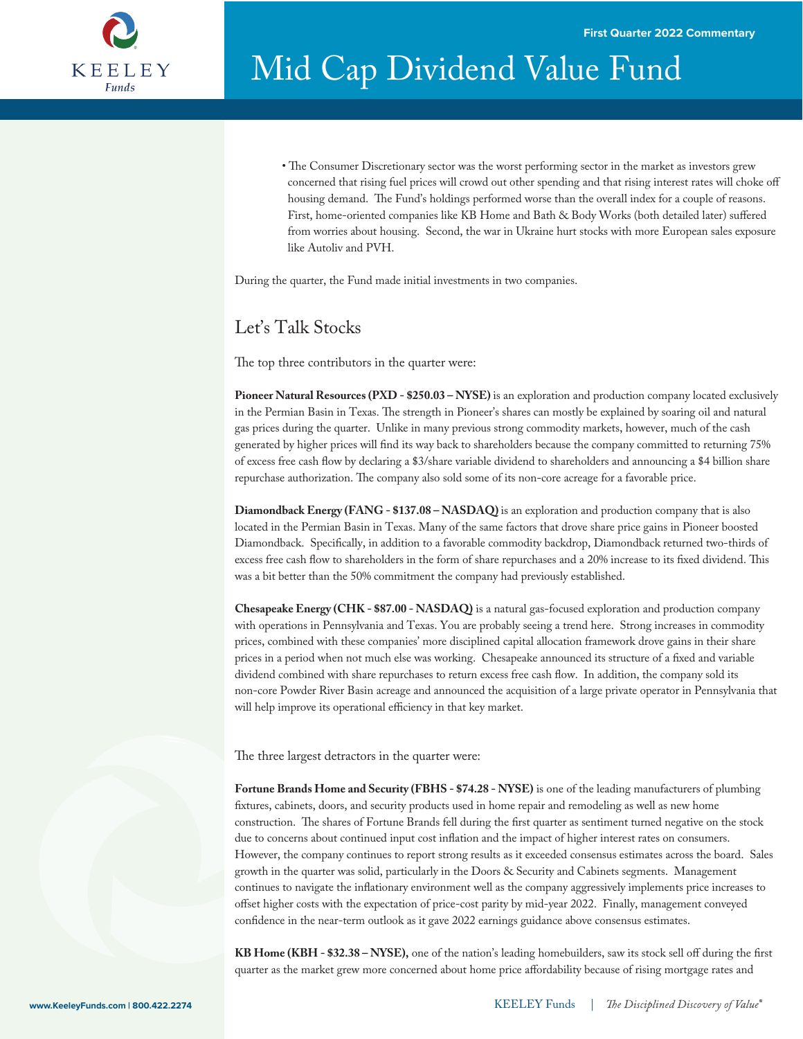- The Consumer Discretionary sector was the worst performing sector in the market as investors grew concerned that rising fuel prices will crowd out other spending and that rising interest rates will choke off housing demand. The Fund's holdings performed worse than the overall index for a couple of reasons. First, home-oriented companies like KB Home and Bath & Body Works (both detailed later) suffered from worries about housing. Second, the war in Ukraine hurt stocks with more European sales exposure like Autoliv and PVH.

During the quarter, the Fund made initial investments in two companies.

## Let's Talk Stocks

The top three contributors in the quarter were:

**Pioneer Natural Resources (PXD - $250.03 – NYSE)** is an exploration and production company located exclusively in the Permian Basin in Texas. The strength in Pioneer's shares can mostly be explained by soaring oil and natural gas prices during the quarter. Unlike in many previous strong commodity markets, however, much of the cash generated by higher prices will find its way back to shareholders because the company committed to returning 75% of excess free cash flow by declaring a $3/share variable dividend to shareholders and announcing a $4 billion share repurchase authorization. The company also sold some of its non-core acreage for a favorable price.

**Diamondback Energy (FANG - $137.08 – NASDAQ)** is an exploration and production company that is also located in the Permian Basin in Texas. Many of the same factors that drove share price gains in Pioneer boosted Diamondback. Specifically, in addition to a favorable commodity backdrop, Diamondback returned two-thirds of excess free cash flow to shareholders in the form of share repurchases and a 20% increase to its fixed dividend. This was a bit better than the 50% commitment the company had previously established.

**Chesapeake Energy (CHK - $87.00 - NASDAQ)** is a natural gas-focused exploration and production company with operations in Pennsylvania and Texas. You are probably seeing a trend here. Strong increases in commodity prices, combined with these companies' more disciplined capital allocation framework drove gains in their share prices in a period when not much else was working. Chesapeake announced its structure of a fixed and variable dividend combined with share repurchases to return excess free cash flow. In addition, the company sold its non-core Powder River Basin acreage and announced the acquisition of a large private operator in Pennsylvania that will help improve its operational efficiency in that key market.

The three largest detractors in the quarter were:

**Fortune Brands Home and Security (FBHS - $74.28 - NYSE)** is one of the leading manufacturers of plumbing fixtures, cabinets, doors, and security products used in home repair and remodeling as well as new home construction. The shares of Fortune Brands fell during the first quarter as sentiment turned negative on the stock due to concerns about continued input cost inflation and the impact of higher interest rates on consumers. However, the company continues to report strong results as it exceeded consensus estimates across the board. Sales growth in the quarter was solid, particularly in the Doors & Security and Cabinets segments. Management continues to navigate the inflationary environment well as the company aggressively implements price increases to offset higher costs with the expectation of price-cost parity by mid-year 2022. Finally, management conveyed confidence in the near-term outlook as it gave 2022 earnings guidance above consensus estimates.

**KB Home (KBH - $32.38 – NYSE),** one of the nation's leading homebuilders, saw its stock sell off during the first quarter as the market grew more concerned about home price affordability because of rising mortgage rates and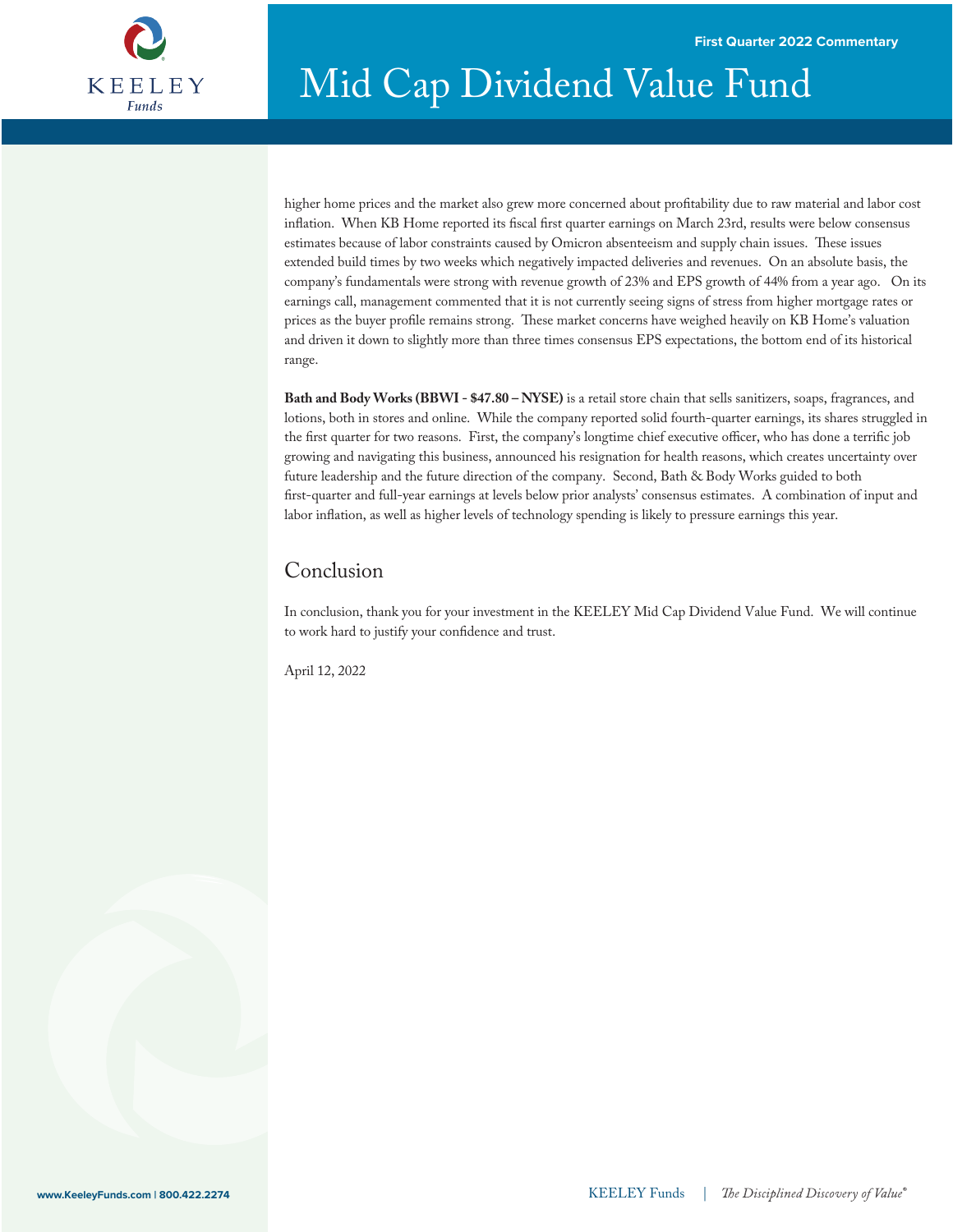higher home prices and the market also grew more concerned about profitability due to raw material and labor cost inflation. When KB Home reported its fiscal first quarter earnings on March 23rd, results were below consensus estimates because of labor constraints caused by Omicron absenteeism and supply chain issues. These issues extended build times by two weeks which negatively impacted deliveries and revenues. On an absolute basis, the company's fundamentals were strong with revenue growth of 23% and EPS growth of 44% from a year ago. On its earnings call, management commented that it is not currently seeing signs of stress from higher mortgage rates or prices as the buyer profile remains strong. These market concerns have weighed heavily on KB Home's valuation and driven it down to slightly more than three times consensus EPS expectations, the bottom end of its historical range.

**Bath and Body Works (BBWI - $47.80 – NYSE)** is a retail store chain that sells sanitizers, soaps, fragrances, and lotions, both in stores and online. While the company reported solid fourth-quarter earnings, its shares struggled in the first quarter for two reasons. First, the company's longtime chief executive officer, who has done a terrific job growing and navigating this business, announced his resignation for health reasons, which creates uncertainty over future leadership and the future direction of the company. Second, Bath & Body Works guided to both first-quarter and full-year earnings at levels below prior analysts' consensus estimates. A combination of input and labor inflation, as well as higher levels of technology spending is likely to pressure earnings this year.

## Conclusion

In conclusion, thank you for your investment in the KEELEY Mid Cap Dividend Value Fund. We will continue to work hard to justify your confidence and trust.

April 12, 2022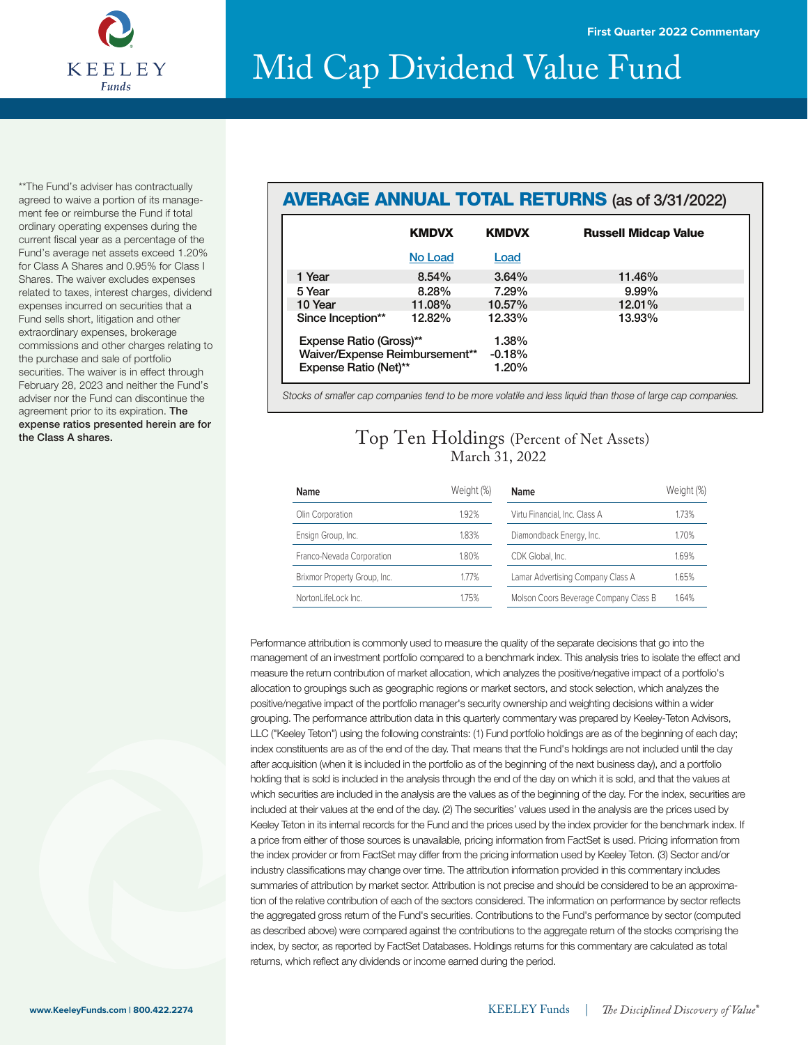First Quarter 2022 Commentary

# Mid Cap Dividend Value Fund

**The Fund's adviser has contractually agreed to waive a portion of its management fee or reimburse the Fund if total ordinary operating expenses during the current fiscal year as a percentage of the Fund's average net assets exceed 1.20% for Class A Shares and 0.95% for Class I Shares. The waiver excludes expenses related to taxes, interest charges, dividend expenses incurred on securities that a Fund sells short, litigation and other extraordinary expenses, brokerage commissions and other charges relating to the purchase and sale of portfolio securities. The waiver is in effect through February 28, 2023 and neither the Fund's adviser nor the Fund can discontinue the agreement prior to its expiration. **The expense ratios presented herein are for the Class A shares.**

## AVERAGE ANNUAL TOTAL RETURNS (as of 3/31/2022)

| | KMDVX No Load | KMDVX Load | Russell Midcap Value |
|---|---|---|---|
| 1 Year | 8.54% | 3.64% | 11.46% |
| 5 Year | 8.28% | 7.29% | 9.99% |
| 10 Year | 11.08% | 10.57% | 12.01% |
| Since Inception** | 12.82% | 12.33% | 13.93% |

| | |
|---|---|
| Expense Ratio (Gross)** | 1.38% |
| Waiver/Expense Reimbursement** | -0.18% |
| Expense Ratio (Net)** | 1.20% |

*Stocks of smaller cap companies tend to be more volatile and less liquid than those of large cap companies.*

## Top Ten Holdings (Percent of Net Assets)
March 31, 2022

| Name | Weight (%) | Name | Weight (%) |
|---|---|---|---|
| Olin Corporation | 1.92% | Virtu Financial, Inc. Class A | 1.73% |
| Ensign Group, Inc. | 1.83% | Diamondback Energy, Inc. | 1.70% |
| Franco-Nevada Corporation | 1.80% | CDK Global, Inc. | 1.69% |
| Brixmor Property Group, Inc. | 1.77% | Lamar Advertising Company Class A | 1.65% |
| NortonLifeLock Inc. | 1.75% | Molson Coors Beverage Company Class B | 1.64% |

Performance attribution is commonly used to measure the quality of the separate decisions that go into the management of an investment portfolio compared to a benchmark index. This analysis tries to isolate the effect and measure the return contribution of market allocation, which analyzes the positive/negative impact of a portfolio's allocation to groupings such as geographic regions or market sectors, and stock selection, which analyzes the positive/negative impact of the portfolio manager's security ownership and weighting decisions within a wider grouping. The performance attribution data in this quarterly commentary was prepared by Keeley-Teton Advisors, LLC ("Keeley Teton") using the following constraints: (1) Fund portfolio holdings are as of the beginning of each day; index constituents are as of the end of the day. That means that the Fund's holdings are not included until the day after acquisition (when it is included in the portfolio as of the beginning of the next business day), and a portfolio holding that is sold is included in the analysis through the end of the day on which it is sold, and that the values at which securities are included in the analysis are the values as of the beginning of the day. For the index, securities are included at their values at the end of the day. (2) The securities' values used in the analysis are the prices used by Keeley Teton in its internal records for the Fund and the prices used by the index provider for the benchmark index. If a price from either of those sources is unavailable, pricing information from FactSet is used. Pricing information from the index provider or from FactSet may differ from the pricing information used by Keeley Teton. (3) Sector and/or industry classifications may change over time. The attribution information provided in this commentary includes summaries of attribution by market sector. Attribution is not precise and should be considered to be an approximation of the relative contribution of each of the sectors considered. The information on performance by sector reflects the aggregated gross return of the Fund's securities. Contributions to the Fund's performance by sector (computed as described above) were compared against the contributions to the aggregate return of the stocks comprising the index, by sector, as reported by FactSet Databases. Holdings returns for this commentary are calculated as total returns, which reflect any dividends or income earned during the period.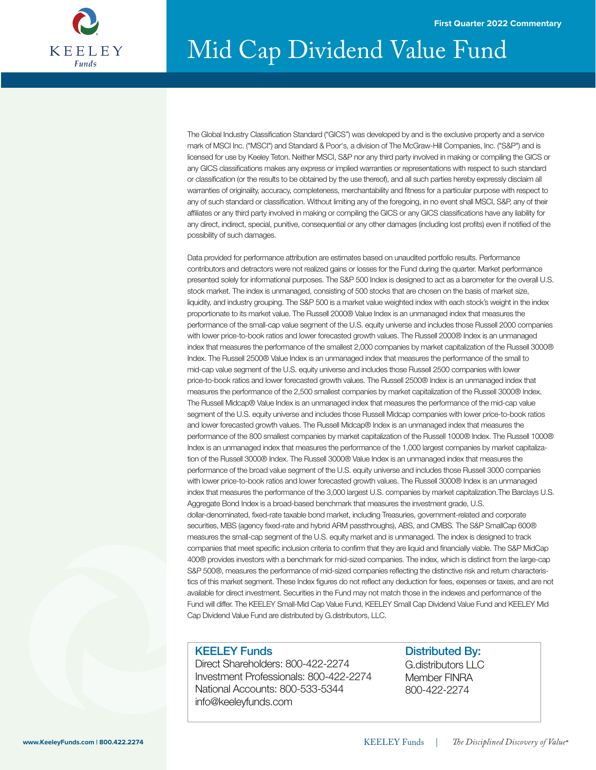First Quarter 2022 Commentary

# Mid Cap Dividend Value Fund

The Global Industry Classification Standard ("GICS") was developed by and is the exclusive property and a service mark of MSCI Inc. ("MSCI") and Standard & Poor's, a division of The McGraw-Hill Companies, Inc. ("S&P") and is licensed for use by Keeley Teton. Neither MSCI, S&P nor any third party involved in making or compiling the GICS or any GICS classifications makes any express or implied warranties or representations with respect to such standard or classification (or the results to be obtained by the use thereof), and all such parties hereby expressly disclaim all warranties of originality, accuracy, completeness, merchantability and fitness for a particular purpose with respect to any of such standard or classification. Without limiting any of the foregoing, in no event shall MSCI, S&P, any of their affiliates or any third party involved in making or compiling the GICS or any GICS classifications have any liability for any direct, indirect, special, punitive, consequential or any other damages (including lost profits) even if notified of the possibility of such damages.

Data provided for performance attribution are estimates based on unaudited portfolio results. Performance contributors and detractors were not realized gains or losses for the Fund during the quarter. Market performance presented solely for informational purposes. The S&P 500 Index is designed to act as a barometer for the overall U.S. stock market. The index is unmanaged, consisting of 500 stocks that are chosen on the basis of market size, liquidity, and industry grouping. The S&P 500 is a market value weighted index with each stock's weight in the index proportionate to its market value. The Russell 2000® Value Index is an unmanaged index that measures the performance of the small-cap value segment of the U.S. equity universe and includes those Russell 2000 companies with lower price-to-book ratios and lower forecasted growth values. The Russell 2000® Index is an unmanaged index that measures the performance of the smallest 2,000 companies by market capitalization of the Russell 3000® Index. The Russell 2500® Value Index is an unmanaged index that measures the performance of the small to mid-cap value segment of the U.S. equity universe and includes those Russell 2500 companies with lower price-to-book ratios and lower forecasted growth values. The Russell 2500® Index is an unmanaged index that measures the performance of the 2,500 smallest companies by market capitalization of the Russell 3000® Index. The Russell Midcap® Value Index is an unmanaged index that measures the performance of the mid-cap value segment of the U.S. equity universe and includes those Russell Midcap companies with lower price-to-book ratios and lower forecasted growth values. The Russell Midcap® Index is an unmanaged index that measures the performance of the 800 smallest companies by market capitalization of the Russell 1000® Index. The Russell 1000® Index is an unmanaged index that measures the performance of the 1,000 largest companies by market capitalization of the Russell 3000® Index. The Russell 3000® Value Index is an unmanaged index that measures the performance of the broad value segment of the U.S. equity universe and includes those Russell 3000 companies with lower price-to-book ratios and lower forecasted growth values. The Russell 3000® Index is an unmanaged index that measures the performance of the 3,000 largest U.S. companies by market capitalization.The Barclays U.S. Aggregate Bond Index is a broad-based benchmark that measures the investment grade, U.S. dollar-denominated, fixed-rate taxable bond market, including Treasuries, government-related and corporate securities, MBS (agency fixed-rate and hybrid ARM passthroughs), ABS, and CMBS. The S&P SmallCap 600® measures the small-cap segment of the U.S. equity market and is unmanaged. The index is designed to track companies that meet specific inclusion criteria to confirm that they are liquid and financially viable. The S&P MidCap 400® provides investors with a benchmark for mid-sized companies. The index, which is distinct from the large-cap S&P 500®, measures the performance of mid-sized companies reflecting the distinctive risk and return characteristics of this market segment. These Index figures do not reflect any deduction for fees, expenses or taxes, and are not available for direct investment. Securities in the Fund may not match those in the indexes and performance of the Fund will differ. The KEELEY Small-Mid Cap Value Fund, KEELEY Small Cap Dividend Value Fund and KEELEY Mid Cap Dividend Value Fund are distributed by G.distributors, LLC.

**KEELEY Funds**
Direct Shareholders: 800-422-2274
Investment Professionals: 800-422-2274
National Accounts: 800-533-5344
info@keeleyfunds.com

**Distributed By:**
G.distributors LLC
Member FINRA
800-422-2274